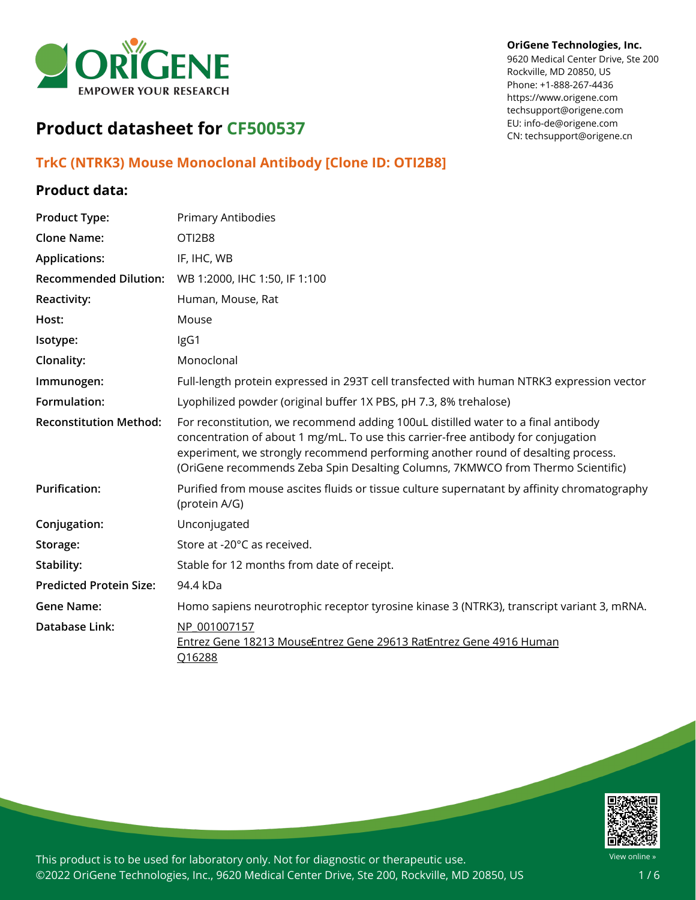**OriGene Technologies, Inc.**
9620 Medical Center Drive, Ste 200
Rockville, MD 20850, US
Phone: +1-888-267-4436
https://www.origene.com
techsupport@origene.com
EU: info-de@origene.com
CN: techsupport@origene.cn

# Product datasheet for CF500537

## TrkC (NTRK3) Mouse Monoclonal Antibody [Clone ID: OTI2B8]

### Product data:

| | |
|---|---|
| **Product Type:** | Primary Antibodies |
| **Clone Name:** | OTI2B8 |
| **Applications:** | IF, IHC, WB |
| **Recommended Dilution:** | WB 1:2000, IHC 1:50, IF 1:100 |
| **Reactivity:** | Human, Mouse, Rat |
| **Host:** | Mouse |
| **Isotype:** | IgG1 |
| **Clonality:** | Monoclonal |
| **Immunogen:** | Full-length protein expressed in 293T cell transfected with human NTRK3 expression vector |
| **Formulation:** | Lyophilized powder (original buffer 1X PBS, pH 7.3, 8% trehalose) |
| **Reconstitution Method:** | For reconstitution, we recommend adding 100uL distilled water to a final antibody concentration of about 1 mg/mL. To use this carrier-free antibody for conjugation experiment, we strongly recommend performing another round of desalting process. (OriGene recommends Zeba Spin Desalting Columns, 7KMWCO from Thermo Scientific) |
| **Purification:** | Purified from mouse ascites fluids or tissue culture supernatant by affinity chromatography (protein A/G) |
| **Conjugation:** | Unconjugated |
| **Storage:** | Store at -20°C as received. |
| **Stability:** | Stable for 12 months from date of receipt. |
| **Predicted Protein Size:** | 94.4 kDa |
| **Gene Name:** | Homo sapiens neurotrophic receptor tyrosine kinase 3 (NTRK3), transcript variant 3, mRNA. |
| **Database Link:** | NP_001007157<br>Entrez Gene 18213 MouseEntrez Gene 29613 RatEntrez Gene 4916 Human<br>Q16288 |

This product is to be used for laboratory only. Not for diagnostic or therapeutic use.
©2022 OriGene Technologies, Inc., 9620 Medical Center Drive, Ste 200, Rockville, MD 20850, US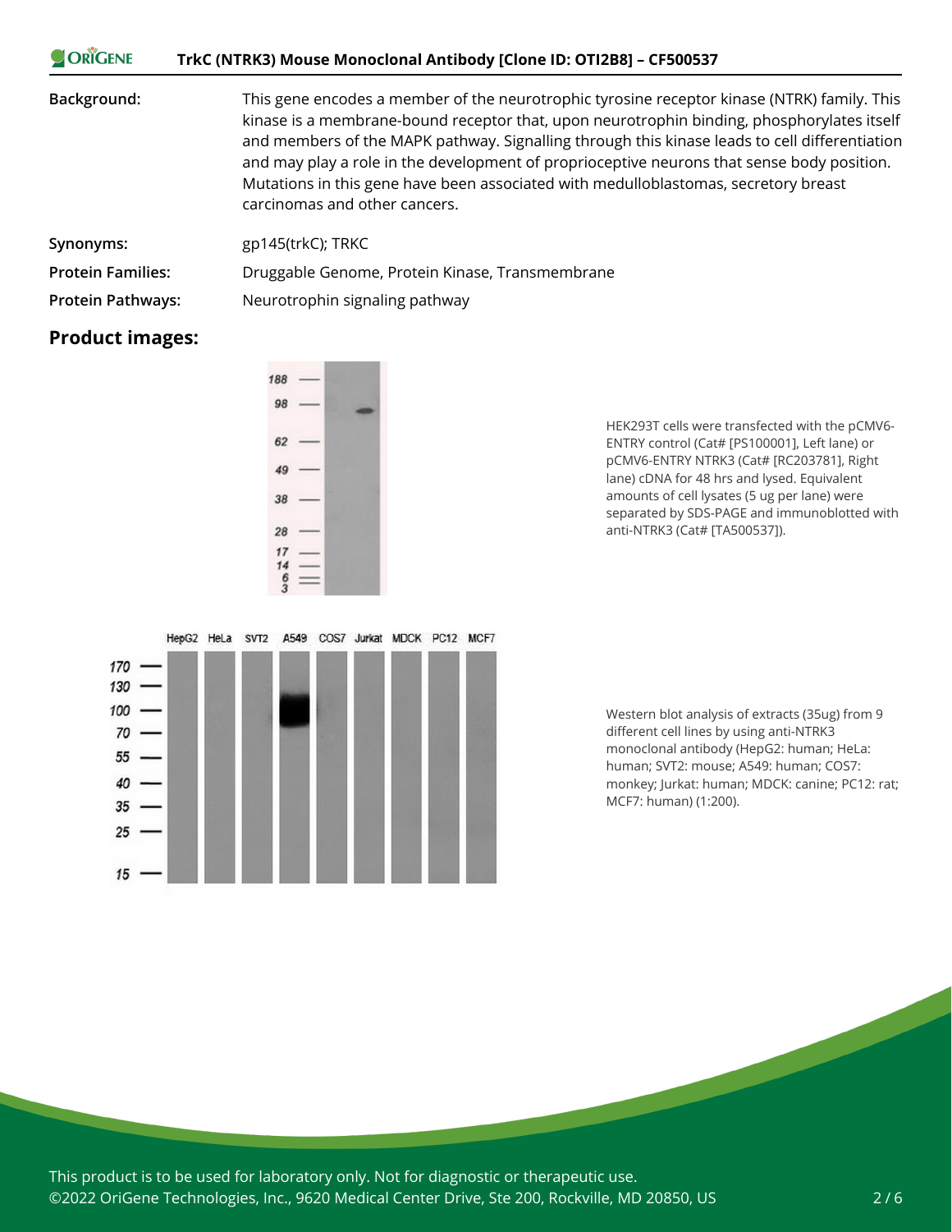| | |
|---|---|
| **Background:** | This gene encodes a member of the neurotrophic tyrosine receptor kinase (NTRK) family. This kinase is a membrane-bound receptor that, upon neurotrophin binding, phosphorylates itself and members of the MAPK pathway. Signalling through this kinase leads to cell differentiation and may play a role in the development of proprioceptive neurons that sense body position. Mutations in this gene have been associated with medulloblastomas, secretory breast carcinomas and other cancers. |
| **Synonyms:** | gp145(trkC); TRKC |
| **Protein Families:** | Druggable Genome, Protein Kinase, Transmembrane |
| **Protein Pathways:** | Neurotrophin signaling pathway |

## Product images:

HEK293T cells were transfected with the pCMV6-ENTRY control (Cat# [PS100001], Left lane) or pCMV6-ENTRY NTRK3 (Cat# [RC203781], Right lane) cDNA for 48 hrs and lysed. Equivalent amounts of cell lysates (5 ug per lane) were separated by SDS-PAGE and immunoblotted with anti-NTRK3 (Cat# [TA500537]).

Western blot analysis of extracts (35ug) from 9 different cell lines by using anti-NTRK3 monoclonal antibody (HepG2: human; HeLa: human; SVT2: mouse; A549: human; COS7: monkey; Jurkat: human; MDCK: canine; PC12: rat; MCF7: human) (1:200).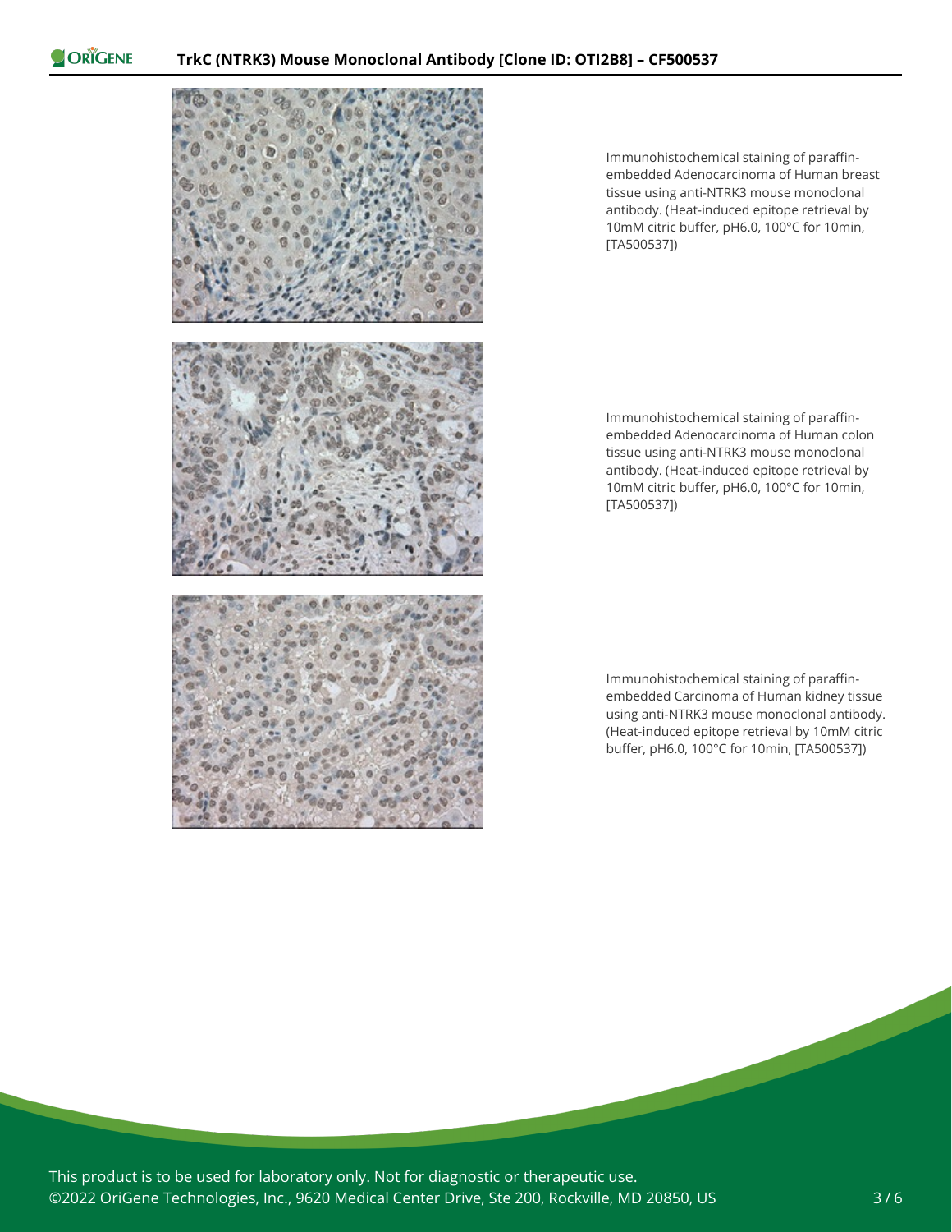Immunohistochemical staining of paraffin-embedded Adenocarcinoma of Human breast tissue using anti-NTRK3 mouse monoclonal antibody. (Heat-induced epitope retrieval by 10mM citric buffer, pH6.0, 100°C for 10min, [TA500537])

Immunohistochemical staining of paraffin-embedded Adenocarcinoma of Human colon tissue using anti-NTRK3 mouse monoclonal antibody. (Heat-induced epitope retrieval by 10mM citric buffer, pH6.0, 100°C for 10min, [TA500537])

Immunohistochemical staining of paraffin-embedded Carcinoma of Human kidney tissue using anti-NTRK3 mouse monoclonal antibody. (Heat-induced epitope retrieval by 10mM citric buffer, pH6.0, 100°C for 10min, [TA500537])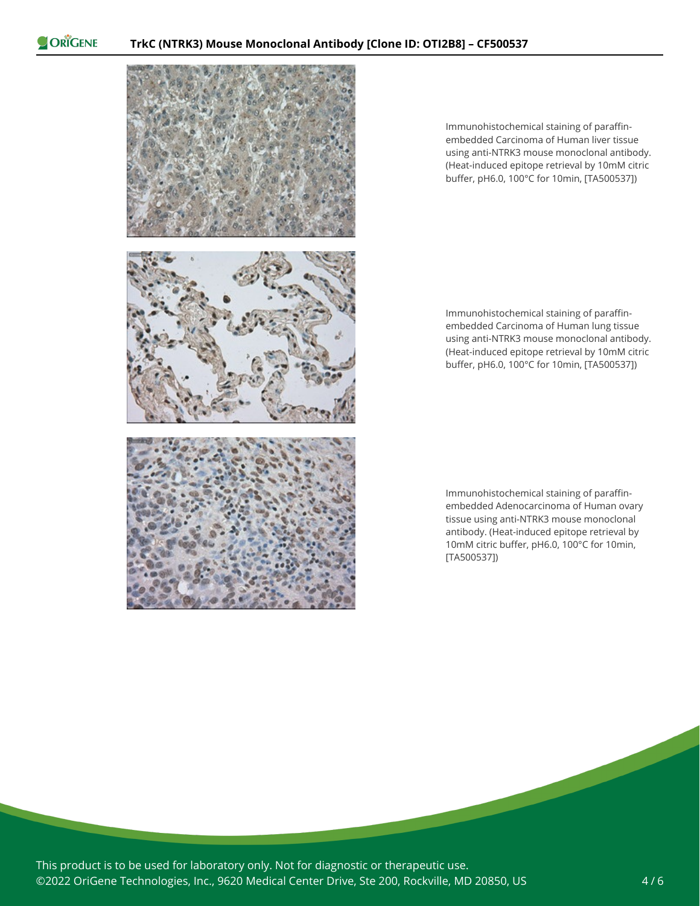Immunohistochemical staining of paraffin-embedded Carcinoma of Human liver tissue using anti-NTRK3 mouse monoclonal antibody. (Heat-induced epitope retrieval by 10mM citric buffer, pH6.0, 100°C for 10min, [TA500537])

Immunohistochemical staining of paraffin-embedded Carcinoma of Human lung tissue using anti-NTRK3 mouse monoclonal antibody. (Heat-induced epitope retrieval by 10mM citric buffer, pH6.0, 100°C for 10min, [TA500537])

Immunohistochemical staining of paraffin-embedded Adenocarcinoma of Human ovary tissue using anti-NTRK3 mouse monoclonal antibody. (Heat-induced epitope retrieval by 10mM citric buffer, pH6.0, 100°C for 10min, [TA500537])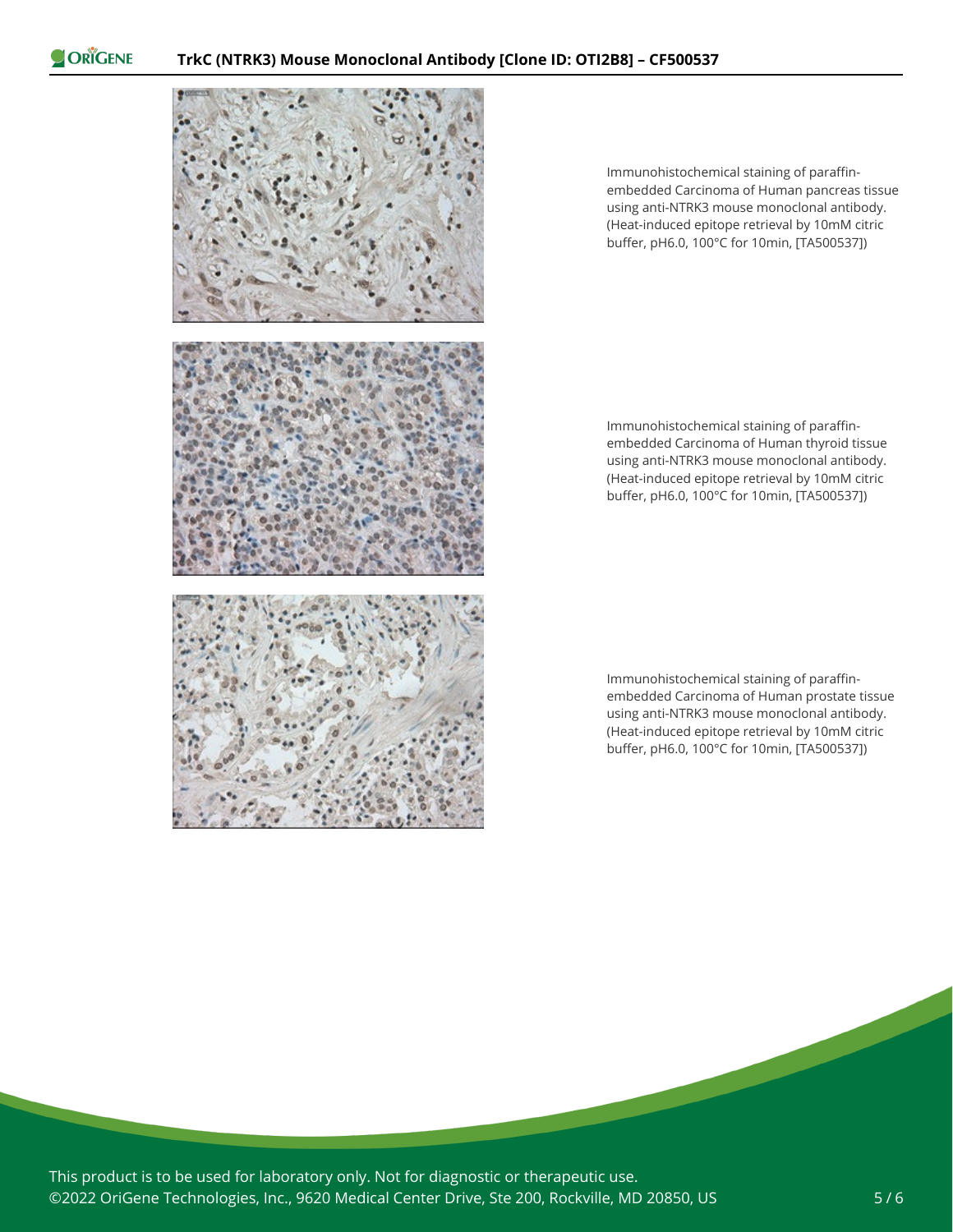Immunohistochemical staining of paraffin-embedded Carcinoma of Human pancreas tissue using anti-NTRK3 mouse monoclonal antibody. (Heat-induced epitope retrieval by 10mM citric buffer, pH6.0, 100°C for 10min, [TA500537])

Immunohistochemical staining of paraffin-embedded Carcinoma of Human thyroid tissue using anti-NTRK3 mouse monoclonal antibody. (Heat-induced epitope retrieval by 10mM citric buffer, pH6.0, 100°C for 10min, [TA500537])

Immunohistochemical staining of paraffin-embedded Carcinoma of Human prostate tissue using anti-NTRK3 mouse monoclonal antibody. (Heat-induced epitope retrieval by 10mM citric buffer, pH6.0, 100°C for 10min, [TA500537])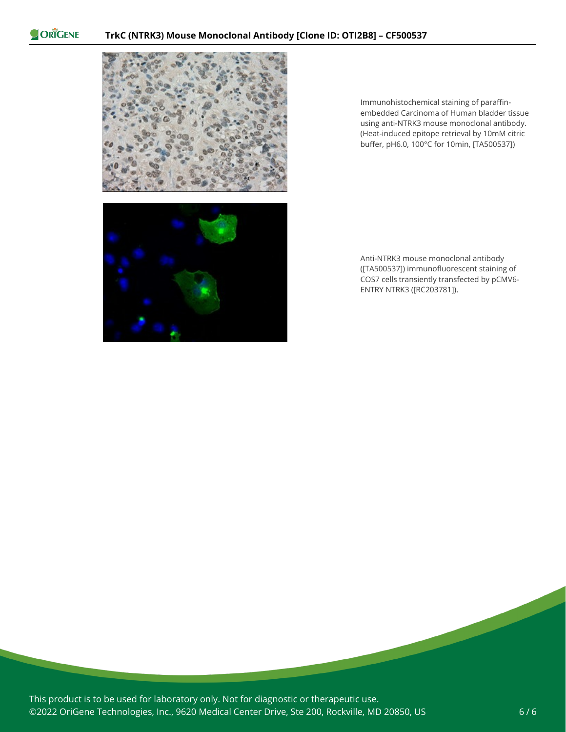Immunohistochemical staining of paraffin-embedded Carcinoma of Human bladder tissue using anti-NTRK3 mouse monoclonal antibody. (Heat-induced epitope retrieval by 10mM citric buffer, pH6.0, 100°C for 10min, [TA500537])

Anti-NTRK3 mouse monoclonal antibody ([TA500537]) immunofluorescent staining of COS7 cells transiently transfected by pCMV6-ENTRY NTRK3 ([RC203781]).